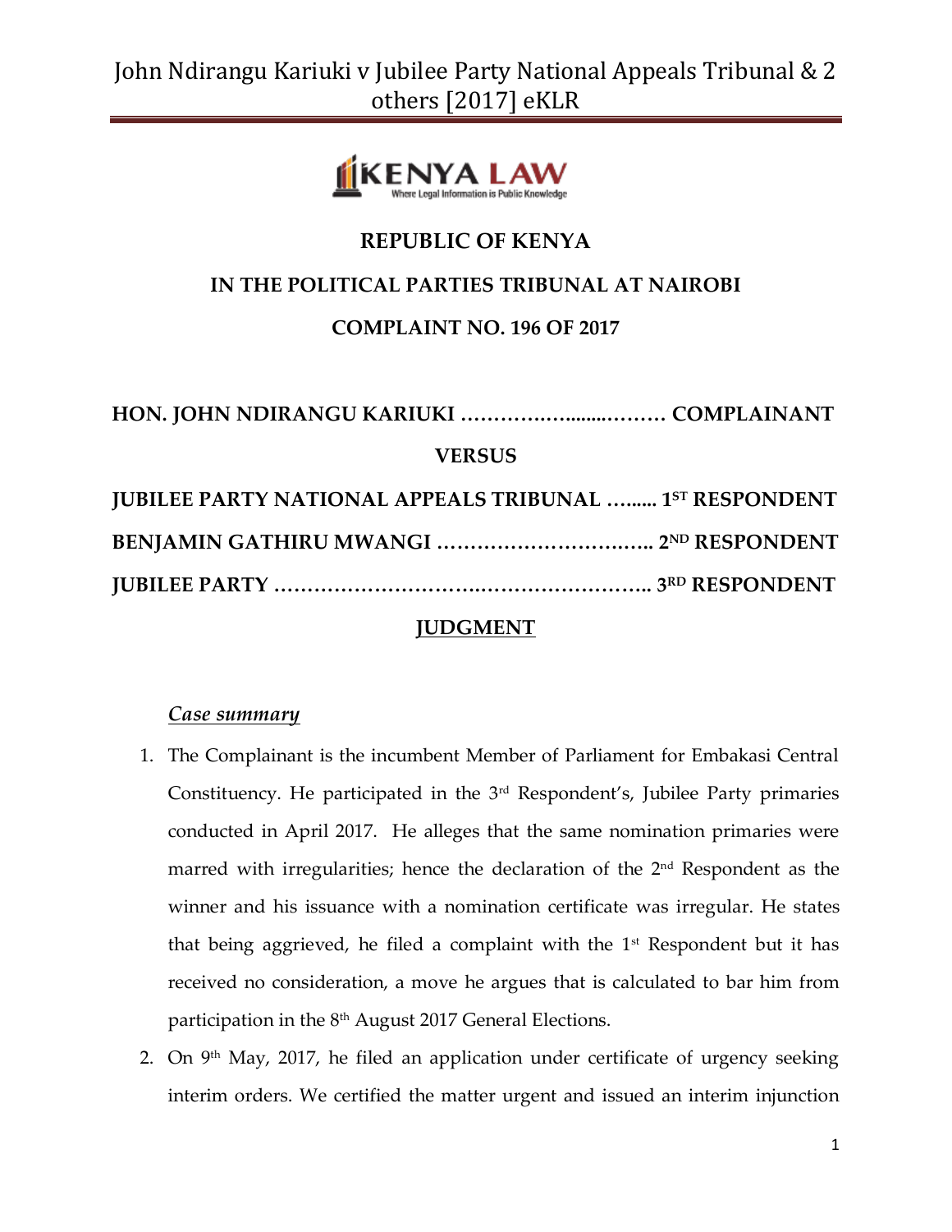# REPUBLIC OF KENYA

## IN THE POLITICAL PARTIES TRIBUNAL AT NAIROBI

## COMPLAINT NO. 196 OF 2017

**HON. JOHN NDIRANGU KARIUKI ……………........……… COMPLAINANT**

**VERSUS**

**JUBILEE PARTY NATIONAL APPEALS TRIBUNAL …...... 1ST RESPONDENT**

**BENJAMIN GATHIRU MWANGI …………………….…….. 2ND RESPONDENT**

**JUBILEE PARTY ……………………….…………………….. 3RD RESPONDENT**

## JUDGMENT

### *Case summary*

1. The Complainant is the incumbent Member of Parliament for Embakasi Central Constituency. He participated in the 3rd Respondent's, Jubilee Party primaries conducted in April 2017. He alleges that the same nomination primaries were marred with irregularities; hence the declaration of the 2nd Respondent as the winner and his issuance with a nomination certificate was irregular. He states that being aggrieved, he filed a complaint with the 1st Respondent but it has received no consideration, a move he argues that is calculated to bar him from participation in the 8th August 2017 General Elections.
2. On 9th May, 2017, he filed an application under certificate of urgency seeking interim orders. We certified the matter urgent and issued an interim injunction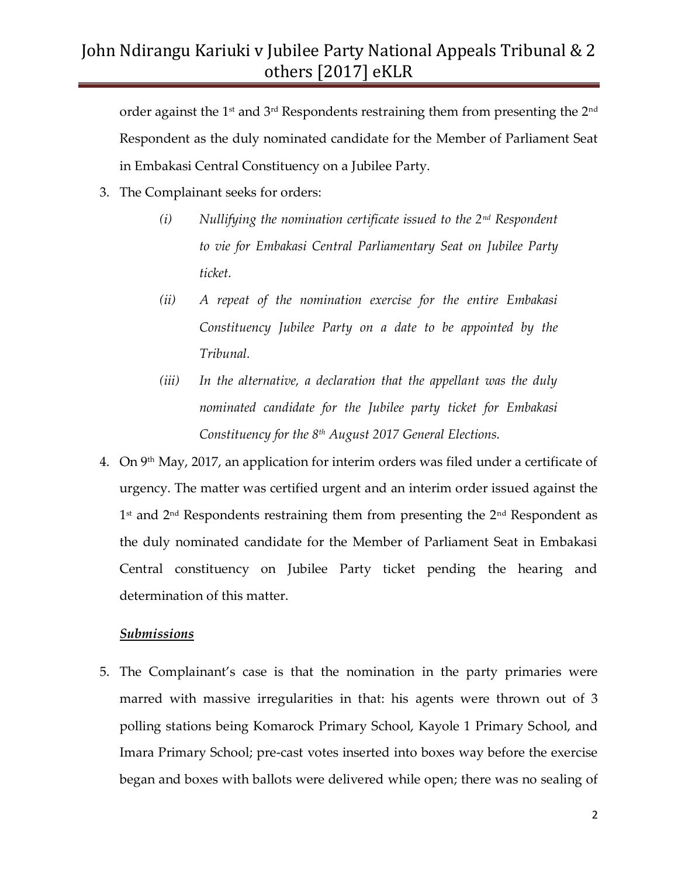order against the 1st and 3rd Respondents restraining them from presenting the 2nd Respondent as the duly nominated candidate for the Member of Parliament Seat in Embakasi Central Constituency on a Jubilee Party.

3. The Complainant seeks for orders:

   (i) *Nullifying the nomination certificate issued to the 2nd Respondent to vie for Embakasi Central Parliamentary Seat on Jubilee Party ticket.*

   (ii) *A repeat of the nomination exercise for the entire Embakasi Constituency Jubilee Party on a date to be appointed by the Tribunal.*

   (iii) *In the alternative, a declaration that the appellant was the duly nominated candidate for the Jubilee party ticket for Embakasi Constituency for the 8th August 2017 General Elections.*

4. On 9th May, 2017, an application for interim orders was filed under a certificate of urgency. The matter was certified urgent and an interim order issued against the 1st and 2nd Respondents restraining them from presenting the 2nd Respondent as the duly nominated candidate for the Member of Parliament Seat in Embakasi Central constituency on Jubilee Party ticket pending the hearing and determination of this matter.

***Submissions***

5. The Complainant's case is that the nomination in the party primaries were marred with massive irregularities in that: his agents were thrown out of 3 polling stations being Komarock Primary School, Kayole 1 Primary School, and Imara Primary School; pre-cast votes inserted into boxes way before the exercise began and boxes with ballots were delivered while open; there was no sealing of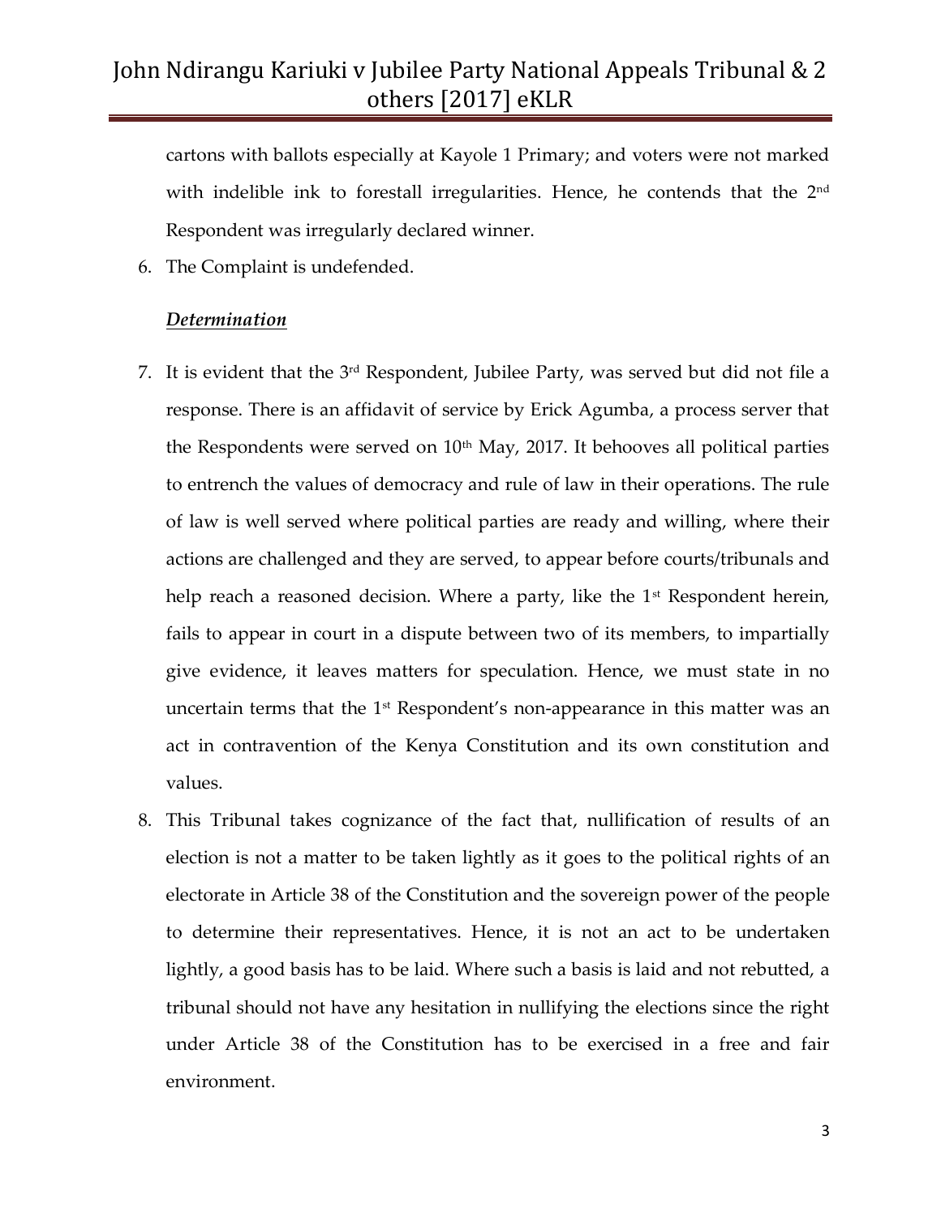cartons with ballots especially at Kayole 1 Primary; and voters were not marked with indelible ink to forestall irregularities. Hence, he contends that the 2nd Respondent was irregularly declared winner.

6. The Complaint is undefended.

***Determination***

7. It is evident that the 3rd Respondent, Jubilee Party, was served but did not file a response. There is an affidavit of service by Erick Agumba, a process server that the Respondents were served on 10th May, 2017. It behooves all political parties to entrench the values of democracy and rule of law in their operations. The rule of law is well served where political parties are ready and willing, where their actions are challenged and they are served, to appear before courts/tribunals and help reach a reasoned decision. Where a party, like the 1st Respondent herein, fails to appear in court in a dispute between two of its members, to impartially give evidence, it leaves matters for speculation. Hence, we must state in no uncertain terms that the 1st Respondent's non-appearance in this matter was an act in contravention of the Kenya Constitution and its own constitution and values.

8. This Tribunal takes cognizance of the fact that, nullification of results of an election is not a matter to be taken lightly as it goes to the political rights of an electorate in Article 38 of the Constitution and the sovereign power of the people to determine their representatives. Hence, it is not an act to be undertaken lightly, a good basis has to be laid. Where such a basis is laid and not rebutted, a tribunal should not have any hesitation in nullifying the elections since the right under Article 38 of the Constitution has to be exercised in a free and fair environment.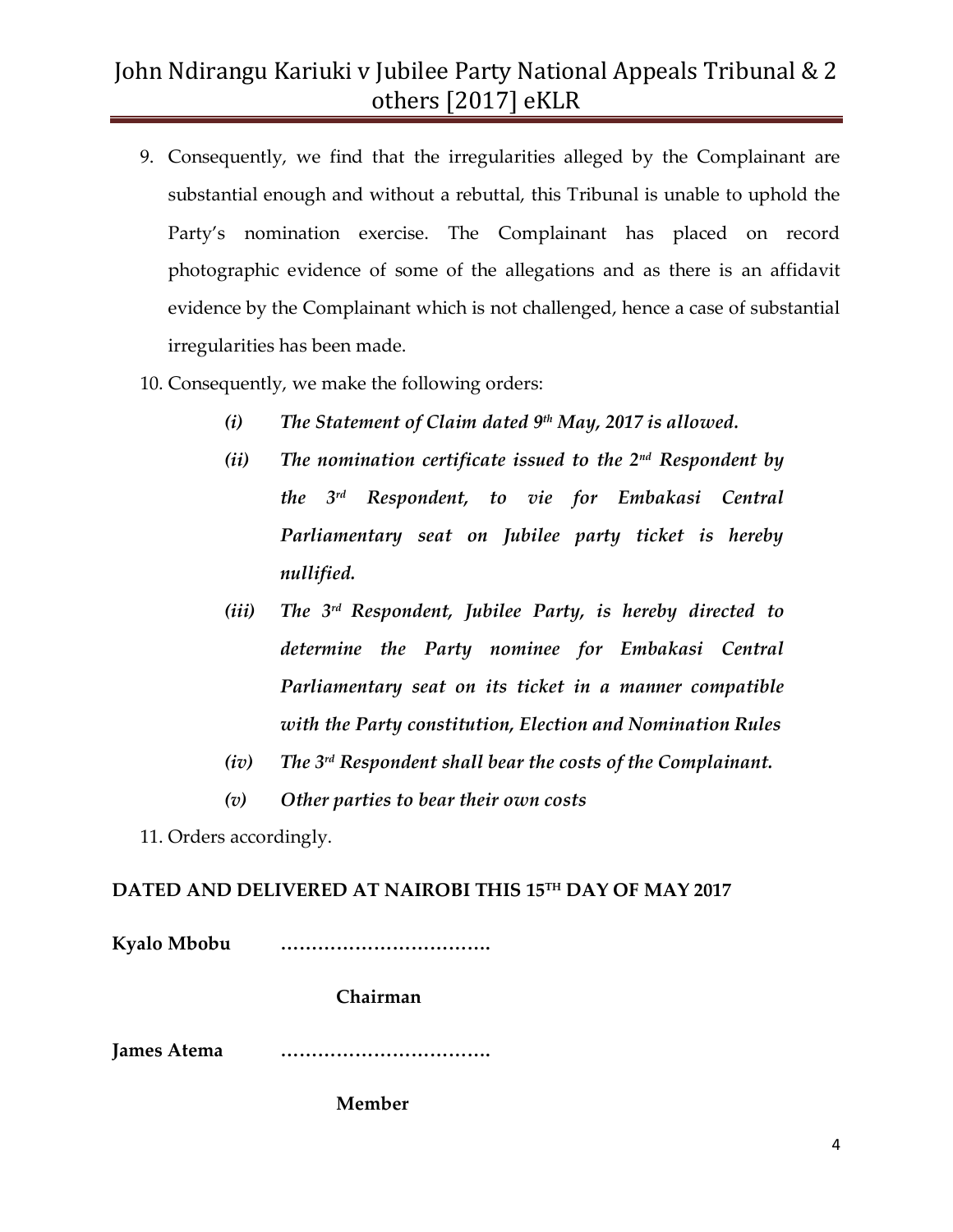9. Consequently, we find that the irregularities alleged by the Complainant are substantial enough and without a rebuttal, this Tribunal is unable to uphold the Party's nomination exercise. The Complainant has placed on record photographic evidence of some of the allegations and as there is an affidavit evidence by the Complainant which is not challenged, hence a case of substantial irregularities has been made.

10. Consequently, we make the following orders:

    - ***(i)*** ***The Statement of Claim dated 9th May, 2017 is allowed.***
    - ***(ii)*** ***The nomination certificate issued to the 2nd Respondent by the 3rd Respondent, to vie for Embakasi Central Parliamentary seat on Jubilee party ticket is hereby nullified.***
    - ***(iii)*** ***The 3rd Respondent, Jubilee Party, is hereby directed to determine the Party nominee for Embakasi Central Parliamentary seat on its ticket in a manner compatible with the Party constitution, Election and Nomination Rules***
    - ***(iv)*** ***The 3rd Respondent shall bear the costs of the Complainant.***
    - ***(v)*** ***Other parties to bear their own costs***

11. Orders accordingly.

**DATED AND DELIVERED AT NAIROBI THIS 15TH DAY OF MAY 2017**

**Kyalo Mbobu** …………………………….

**Chairman**

**James Atema** …………………………….

**Member**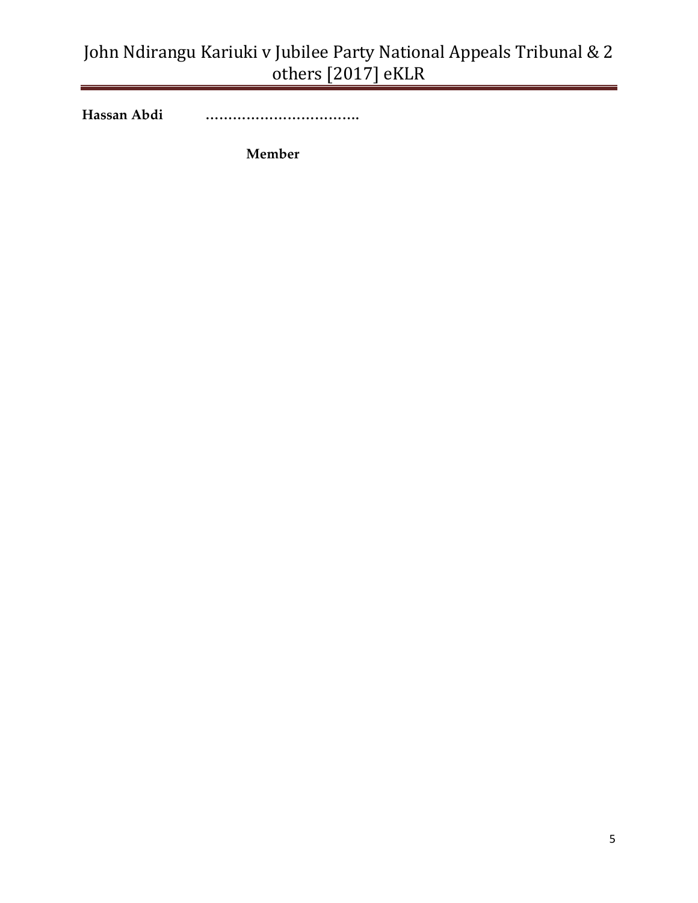**Hassan Abdi** …………………………….

**Member**